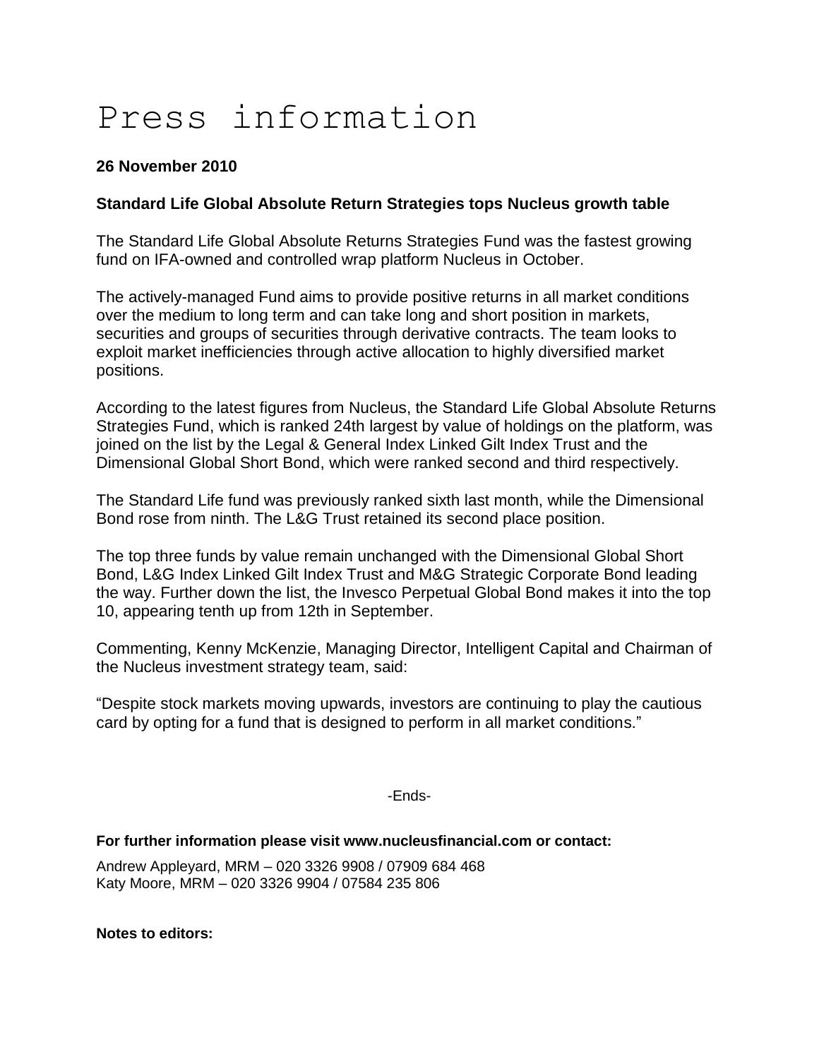# Press information

**26 November 2010**

**Standard Life Global Absolute Return Strategies tops Nucleus growth table**

The Standard Life Global Absolute Returns Strategies Fund was the fastest growing fund on IFA-owned and controlled wrap platform Nucleus in October.

The actively-managed Fund aims to provide positive returns in all market conditions over the medium to long term and can take long and short position in markets, securities and groups of securities through derivative contracts. The team looks to exploit market inefficiencies through active allocation to highly diversified market positions.

According to the latest figures from Nucleus, the Standard Life Global Absolute Returns Strategies Fund, which is ranked 24th largest by value of holdings on the platform, was joined on the list by the Legal & General Index Linked Gilt Index Trust and the Dimensional Global Short Bond, which were ranked second and third respectively.

The Standard Life fund was previously ranked sixth last month, while the Dimensional Bond rose from ninth. The L&G Trust retained its second place position.

The top three funds by value remain unchanged with the Dimensional Global Short Bond, L&G Index Linked Gilt Index Trust and M&G Strategic Corporate Bond leading the way. Further down the list, the Invesco Perpetual Global Bond makes it into the top 10, appearing tenth up from 12th in September.

Commenting, Kenny McKenzie, Managing Director, Intelligent Capital and Chairman of the Nucleus investment strategy team, said:

"Despite stock markets moving upwards, investors are continuing to play the cautious card by opting for a fund that is designed to perform in all market conditions."

-Ends-

**For further information please visit www.nucleusfinancial.com or contact:**

Andrew Appleyard, MRM – 020 3326 9908 / 07909 684 468
Katy Moore, MRM – 020 3326 9904 / 07584 235 806

**Notes to editors:**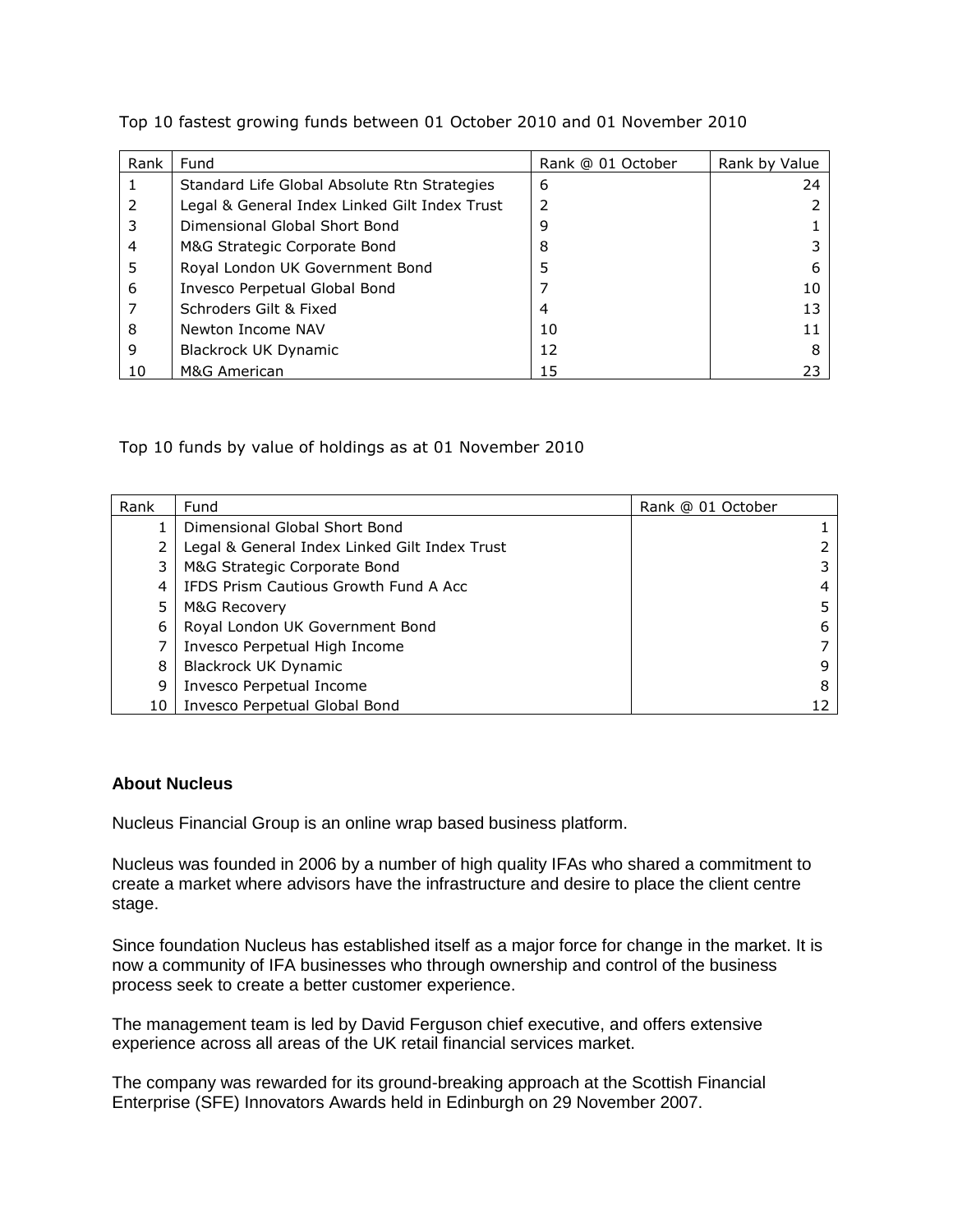Top 10 fastest growing funds between 01 October 2010 and 01 November 2010

| Rank | Fund | Rank @ 01 October | Rank by Value |
| --- | --- | --- | --- |
| 1 | Standard Life Global Absolute Rtn Strategies | 6 | 24 |
| 2 | Legal & General Index Linked Gilt Index Trust | 2 | 2 |
| 3 | Dimensional Global Short Bond | 9 | 1 |
| 4 | M&G Strategic Corporate Bond | 8 | 3 |
| 5 | Royal London UK Government Bond | 5 | 6 |
| 6 | Invesco Perpetual Global Bond | 7 | 10 |
| 7 | Schroders Gilt & Fixed | 4 | 13 |
| 8 | Newton Income NAV | 10 | 11 |
| 9 | Blackrock UK Dynamic | 12 | 8 |
| 10 | M&G American | 15 | 23 |

Top 10 funds by value of holdings as at 01 November 2010

| Rank | Fund | Rank @ 01 October |
| --- | --- | --- |
| 1 | Dimensional Global Short Bond | 1 |
| 2 | Legal & General Index Linked Gilt Index Trust | 2 |
| 3 | M&G Strategic Corporate Bond | 3 |
| 4 | IFDS Prism Cautious Growth Fund A Acc | 4 |
| 5 | M&G Recovery | 5 |
| 6 | Royal London UK Government Bond | 6 |
| 7 | Invesco Perpetual High Income | 7 |
| 8 | Blackrock UK Dynamic | 9 |
| 9 | Invesco Perpetual Income | 8 |
| 10 | Invesco Perpetual Global Bond | 12 |

**About Nucleus**

Nucleus Financial Group is an online wrap based business platform.

Nucleus was founded in 2006 by a number of high quality IFAs who shared a commitment to create a market where advisors have the infrastructure and desire to place the client centre stage.

Since foundation Nucleus has established itself as a major force for change in the market. It is now a community of IFA businesses who through ownership and control of the business process seek to create a better customer experience.

The management team is led by David Ferguson chief executive, and offers extensive experience across all areas of the UK retail financial services market.

The company was rewarded for its ground-breaking approach at the Scottish Financial Enterprise (SFE) Innovators Awards held in Edinburgh on 29 November 2007.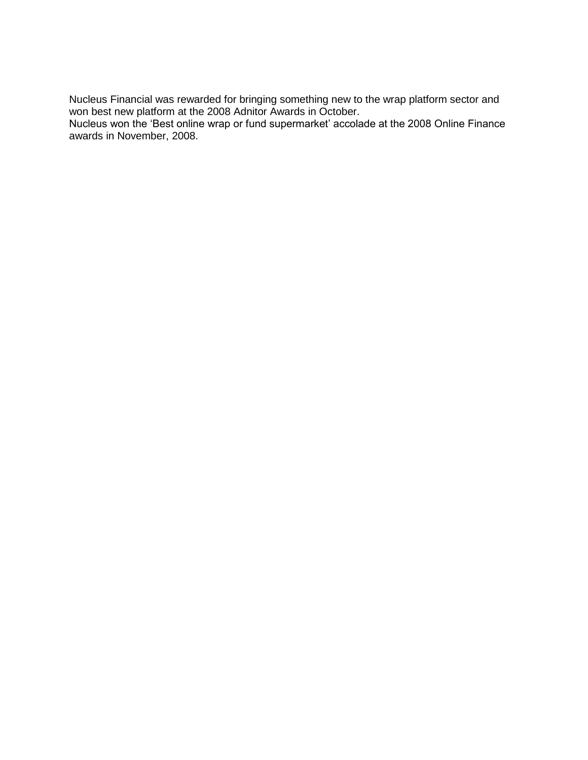Nucleus Financial was rewarded for bringing something new to the wrap platform sector and won best new platform at the 2008 Adnitor Awards in October.
Nucleus won the 'Best online wrap or fund supermarket' accolade at the 2008 Online Finance awards in November, 2008.